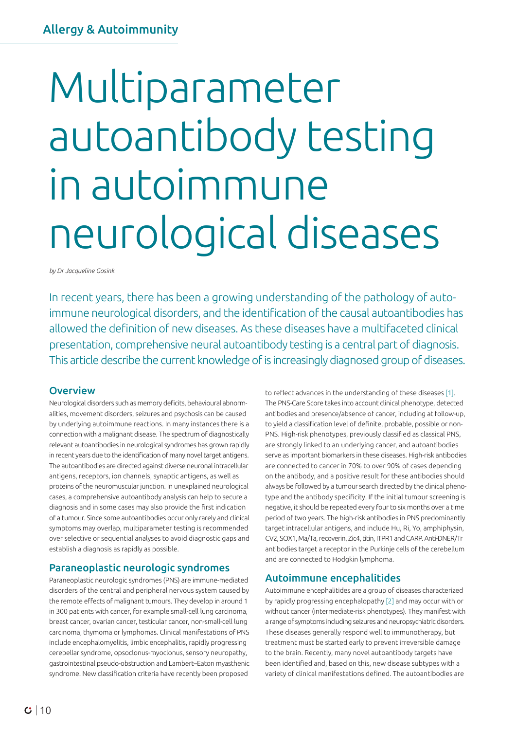Allergy & Autoimmunity

# Multiparameter autoantibody testing in autoimmune neurological diseases

*by Dr Jacqueline Gosink*

In recent years, there has been a growing understanding of the pathology of autoimmune neurological disorders, and the identification of the causal autoantibodies has allowed the definition of new diseases. As these diseases have a multifaceted clinical presentation, comprehensive neural autoantibody testing is a central part of diagnosis. This article describe the current knowledge of is increasingly diagnosed group of diseases.

## Overview

Neurological disorders such as memory deficits, behavioural abnormalities, movement disorders, seizures and psychosis can be caused by underlying autoimmune reactions. In many instances there is a connection with a malignant disease. The spectrum of diagnostically relevant autoantibodies in neurological syndromes has grown rapidly in recent years due to the identification of many novel target antigens. The autoantibodies are directed against diverse neuronal intracellular antigens, receptors, ion channels, synaptic antigens, as well as proteins of the neuromuscular junction. In unexplained neurological cases, a comprehensive autoantibody analysis can help to secure a diagnosis and in some cases may also provide the first indication of a tumour. Since some autoantibodies occur only rarely and clinical symptoms may overlap, multiparameter testing is recommended over selective or sequential analyses to avoid diagnostic gaps and establish a diagnosis as rapidly as possible.

## Paraneoplastic neurologic syndromes

Paraneoplastic neurologic syndromes (PNS) are immune-mediated disorders of the central and peripheral nervous system caused by the remote effects of malignant tumours. They develop in around 1 in 300 patients with cancer, for example small-cell lung carcinoma, breast cancer, ovarian cancer, testicular cancer, non-small-cell lung carcinoma, thymoma or lymphomas. Clinical manifestations of PNS include encephalomyelitis, limbic encephalitis, rapidly progressing cerebellar syndrome, opsoclonus-myoclonus, sensory neuropathy, gastrointestinal pseudo-obstruction and Lambert–Eaton myasthenic syndrome. New classification criteria have recently been proposed to reflect advances in the understanding of these diseases [1]. The PNS-Care Score takes into account clinical phenotype, detected antibodies and presence/absence of cancer, including at follow-up, to yield a classification level of definite, probable, possible or non-PNS. High-risk phenotypes, previously classified as classical PNS, are strongly linked to an underlying cancer, and autoantibodies serve as important biomarkers in these diseases. High-risk antibodies are connected to cancer in 70% to over 90% of cases depending on the antibody, and a positive result for these antibodies should always be followed by a tumour search directed by the clinical phenotype and the antibody specificity. If the initial tumour screening is negative, it should be repeated every four to six months over a time period of two years. The high-risk antibodies in PNS predominantly target intracellular antigens, and include Hu, Ri, Yo, amphiphysin, CV2, SOX1, Ma/Ta, recoverin, Zic4, titin, ITPR1 and CARP. Anti-DNER/Tr antibodies target a receptor in the Purkinje cells of the cerebellum and are connected to Hodgkin lymphoma.

## Autoimmune encephalitides

Autoimmune encephalitides are a group of diseases characterized by rapidly progressing encephalopathy [2] and may occur with or without cancer (intermediate-risk phenotypes). They manifest with a range of symptoms including seizures and neuropsychiatric disorders. These diseases generally respond well to immunotherapy, but treatment must be started early to prevent irreversible damage to the brain. Recently, many novel autoantibody targets have been identified and, based on this, new disease subtypes with a variety of clinical manifestations defined. The autoantibodies are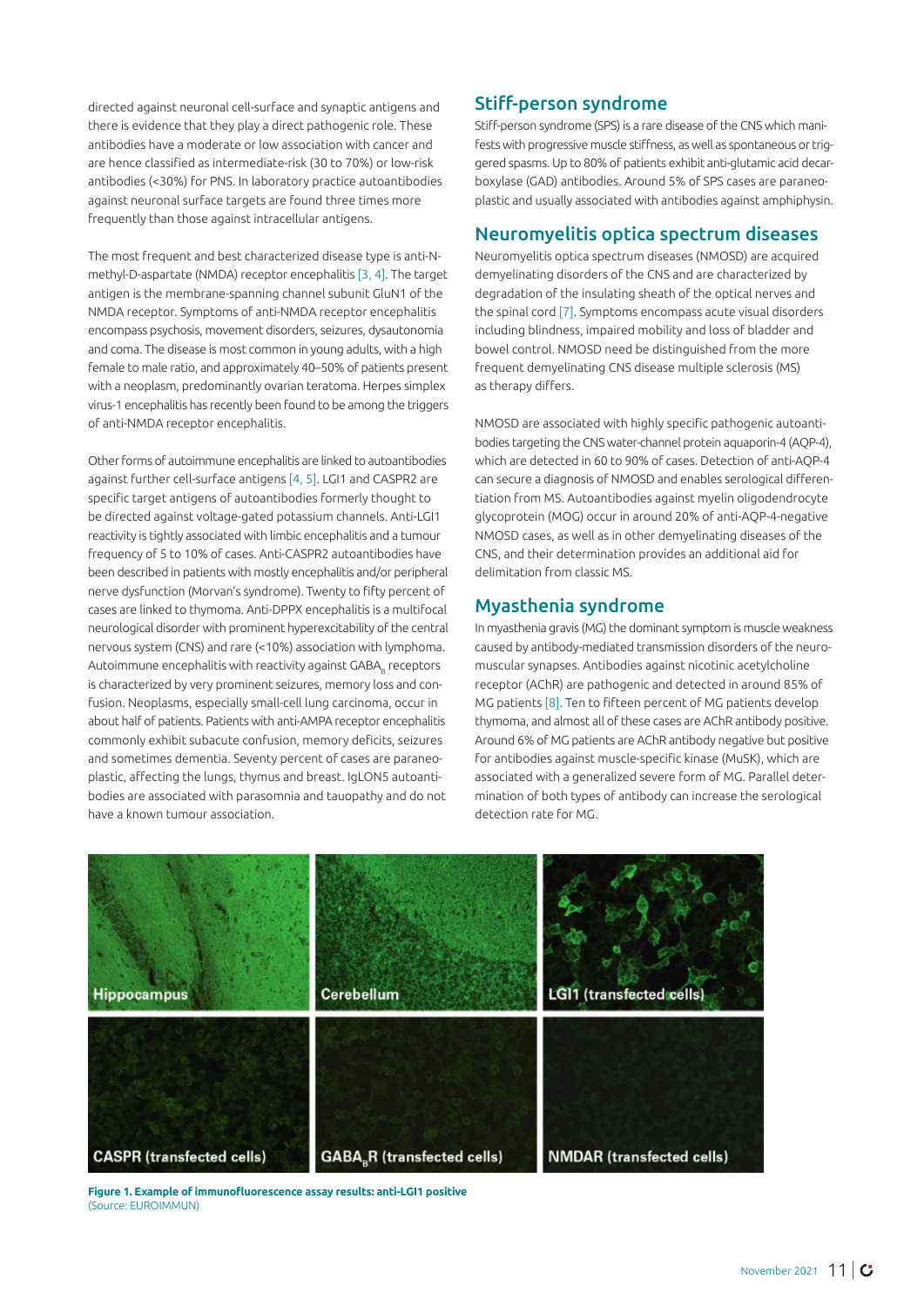directed against neuronal cell-surface and synaptic antigens and there is evidence that they play a direct pathogenic role. These antibodies have a moderate or low association with cancer and are hence classified as intermediate-risk (30 to 70%) or low-risk antibodies (<30%) for PNS. In laboratory practice autoantibodies against neuronal surface targets are found three times more frequently than those against intracellular antigens.

The most frequent and best characterized disease type is anti-N-methyl-D-aspartate (NMDA) receptor encephalitis [3, 4]. The target antigen is the membrane-spanning channel subunit GluN1 of the NMDA receptor. Symptoms of anti-NMDA receptor encephalitis encompass psychosis, movement disorders, seizures, dysautonomia and coma. The disease is most common in young adults, with a high female to male ratio, and approximately 40–50% of patients present with a neoplasm, predominantly ovarian teratoma. Herpes simplex virus-1 encephalitis has recently been found to be among the triggers of anti-NMDA receptor encephalitis.

Other forms of autoimmune encephalitis are linked to autoantibodies against further cell-surface antigens [4, 5]. LGI1 and CASPR2 are specific target antigens of autoantibodies formerly thought to be directed against voltage-gated potassium channels. Anti-LGI1 reactivity is tightly associated with limbic encephalitis and a tumour frequency of 5 to 10% of cases. Anti-CASPR2 autoantibodies have been described in patients with mostly encephalitis and/or peripheral nerve dysfunction (Morvan's syndrome). Twenty to fifty percent of cases are linked to thymoma. Anti-DPPX encephalitis is a multifocal neurological disorder with prominent hyperexcitability of the central nervous system (CNS) and rare (<10%) association with lymphoma. Autoimmune encephalitis with reactivity against $GABA_B$ receptors is characterized by very prominent seizures, memory loss and confusion. Neoplasms, especially small-cell lung carcinoma, occur in about half of patients. Patients with anti-AMPA receptor encephalitis commonly exhibit subacute confusion, memory deficits, seizures and sometimes dementia. Seventy percent of cases are paraneoplastic, affecting the lungs, thymus and breast. IgLON5 autoantibodies are associated with parasomnia and tauopathy and do not have a known tumour association.

## Stiff-person syndrome

Stiff-person syndrome (SPS) is a rare disease of the CNS which manifests with progressive muscle stiffness, as well as spontaneous or triggered spasms. Up to 80% of patients exhibit anti-glutamic acid decarboxylase (GAD) antibodies. Around 5% of SPS cases are paraneoplastic and usually associated with antibodies against amphiphysin.

## Neuromyelitis optica spectrum diseases

Neuromyelitis optica spectrum diseases (NMOSD) are acquired demyelinating disorders of the CNS and are characterized by degradation of the insulating sheath of the optical nerves and the spinal cord [7]. Symptoms encompass acute visual disorders including blindness, impaired mobility and loss of bladder and bowel control. NMOSD need be distinguished from the more frequent demyelinating CNS disease multiple sclerosis (MS) as therapy differs.

NMOSD are associated with highly specific pathogenic autoantibodies targeting the CNS water-channel protein aquaporin-4 (AQP-4), which are detected in 60 to 90% of cases. Detection of anti-AQP-4 can secure a diagnosis of NMOSD and enables serological differentiation from MS. Autoantibodies against myelin oligodendrocyte glycoprotein (MOG) occur in around 20% of anti-AQP-4-negative NMOSD cases, as well as in other demyelinating diseases of the CNS, and their determination provides an additional aid for delimitation from classic MS.

## Myasthenia syndrome

In myasthenia gravis (MG) the dominant symptom is muscle weakness caused by antibody-mediated transmission disorders of the neuromuscular synapses. Antibodies against nicotinic acetylcholine receptor (AChR) are pathogenic and detected in around 85% of MG patients [8]. Ten to fifteen percent of MG patients develop thymoma, and almost all of these cases are AChR antibody positive. Around 6% of MG patients are AChR antibody negative but positive for antibodies against muscle-specific kinase (MuSK), which are associated with a generalized severe form of MG. Parallel determination of both types of antibody can increase the serological detection rate for MG.

Hippocampus | Cerebellum | LGI1 (transfected cells) | CASPR (transfected cells) | $GABA_BR$ (transfected cells) | NMDAR (transfected cells)

**Figure 1. Example of immunofluorescence assay results: anti-LGI1 positive**
(Source: EUROIMMUN)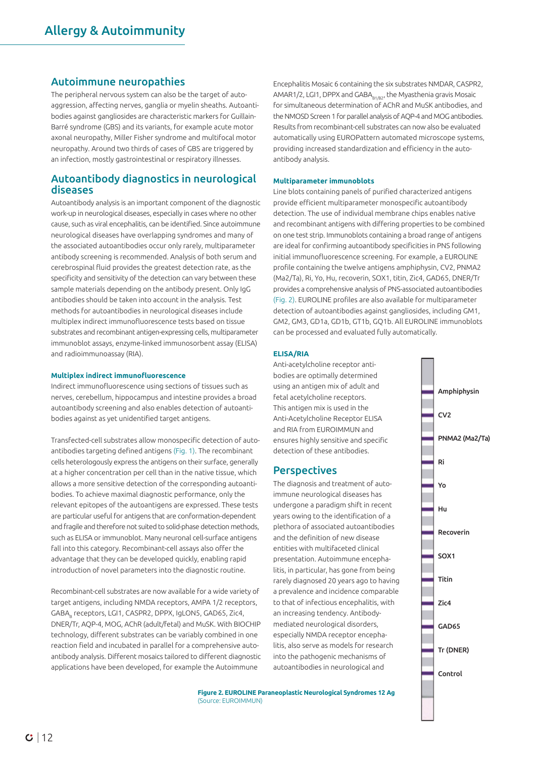## Autoimmune neuropathies

The peripheral nervous system can also be the target of auto-aggression, affecting nerves, ganglia or myelin sheaths. Autoantibodies against gangliosides are characteristic markers for Guillain-Barré syndrome (GBS) and its variants, for example acute motor axonal neuropathy, Miller Fisher syndrome and multifocal motor neuropathy. Around two thirds of cases of GBS are triggered by an infection, mostly gastrointestinal or respiratory illnesses.

## Autoantibody diagnostics in neurological diseases

Autoantibody analysis is an important component of the diagnostic work-up in neurological diseases, especially in cases where no other cause, such as viral encephalitis, can be identified. Since autoimmune neurological diseases have overlapping syndromes and many of the associated autoantibodies occur only rarely, multiparameter antibody screening is recommended. Analysis of both serum and cerebrospinal fluid provides the greatest detection rate, as the specificity and sensitivity of the detection can vary between these sample materials depending on the antibody present. Only IgG antibodies should be taken into account in the analysis. Test methods for autoantibodies in neurological diseases include multiplex indirect immunofluorescence tests based on tissue substrates and recombinant antigen-expressing cells, multiparameter immunoblot assays, enzyme-linked immunosorbent assay (ELISA) and radioimmunoassay (RIA).

### Multiplex indirect immunofluorescence

Indirect immunofluorescence using sections of tissues such as nerves, cerebellum, hippocampus and intestine provides a broad autoantibody screening and also enables detection of autoantibodies against as yet unidentified target antigens.

Transfected-cell substrates allow monospecific detection of autoantibodies targeting defined antigens (Fig. 1). The recombinant cells heterologously express the antigens on their surface, generally at a higher concentration per cell than in the native tissue, which allows a more sensitive detection of the corresponding autoantibodies. To achieve maximal diagnostic performance, only the relevant epitopes of the autoantigens are expressed. These tests are particular useful for antigens that are conformation-dependent and fragile and therefore not suited to solid-phase detection methods, such as ELISA or immunoblot. Many neuronal cell-surface antigens fall into this category. Recombinant-cell assays also offer the advantage that they can be developed quickly, enabling rapid introduction of novel parameters into the diagnostic routine.

Recombinant-cell substrates are now available for a wide variety of target antigens, including NMDA receptors, AMPA 1/2 receptors, $GABA_B$ receptors, LGI1, CASPR2, DPPX, IgLON5, GAD65, Zic4, DNER/Tr, AQP-4, MOG, AChR (adult/fetal) and MuSK. With BIOCHIP technology, different substrates can be variably combined in one reaction field and incubated in parallel for a comprehensive autoantibody analysis. Different mosaics tailored to different diagnostic applications have been developed, for example the Autoimmune Encephalitis Mosaic 6 containing the six substrates NMDAR, CASPR2, AMAR1/2, LGI1, DPPX and $GABA_{B1/B2}$, the Myasthenia gravis Mosaic for simultaneous determination of AChR and MuSK antibodies, and the NMOSD Screen 1 for parallel analysis of AQP-4 and MOG antibodies. Results from recombinant-cell substrates can now also be evaluated automatically using EUROPattern automated microscope systems, providing increased standardization and efficiency in the autoantibody analysis.

### Multiparameter immunoblots

Line blots containing panels of purified characterized antigens provide efficient multiparameter monospecific autoantibody detection. The use of individual membrane chips enables native and recombinant antigens with differing properties to be combined on one test strip. Immunoblots containing a broad range of antigens are ideal for confirming autoantibody specificities in PNS following initial immunofluorescence screening. For example, a EUROLINE profile containing the twelve antigens amphiphysin, CV2, PNMA2 (Ma2/Ta), Ri, Yo, Hu, recoverin, SOX1, titin, Zic4, GAD65, DNER/Tr provides a comprehensive analysis of PNS-associated autoantibodies (Fig. 2). EUROLINE profiles are also available for multiparameter detection of autoantibodies against gangliosides, including GM1, GM2, GM3, GD1a, GD1b, GT1b, GQ1b. All EUROLINE immunoblots can be processed and evaluated fully automatically.

### ELISA/RIA

Anti-acetylcholine receptor antibodies are optimally determined using an antigen mix of adult and fetal acetylcholine receptors. This antigen mix is used in the Anti-Acetylcholine Receptor ELISA and RIA from EUROIMMUN and ensures highly sensitive and specific detection of these antibodies.

## Perspectives

The diagnosis and treatment of autoimmune neurological diseases has undergone a paradigm shift in recent years owing to the identification of a plethora of associated autoantibodies and the definition of new disease entities with multifaceted clinical presentation. Autoimmune encephalitis, in particular, has gone from being rarely diagnosed 20 years ago to having a prevalence and incidence comparable to that of infectious encephalitis, with an increasing tendency. Antibody-mediated neurological disorders, especially NMDA receptor encephalitis, also serve as models for research into the pathogenic mechanisms of autoantibodies in neurological and

Amphiphysin
CV2
PNMA2 (Ma2/Ta)
Ri
Yo
Hu
Recoverin
SOX1
Titin
Zic4
GAD65
Tr (DNER)
Control

**Figure 2. EUROLINE Paraneoplastic Neurological Syndromes 12 Ag** (Source: EUROIMMUN)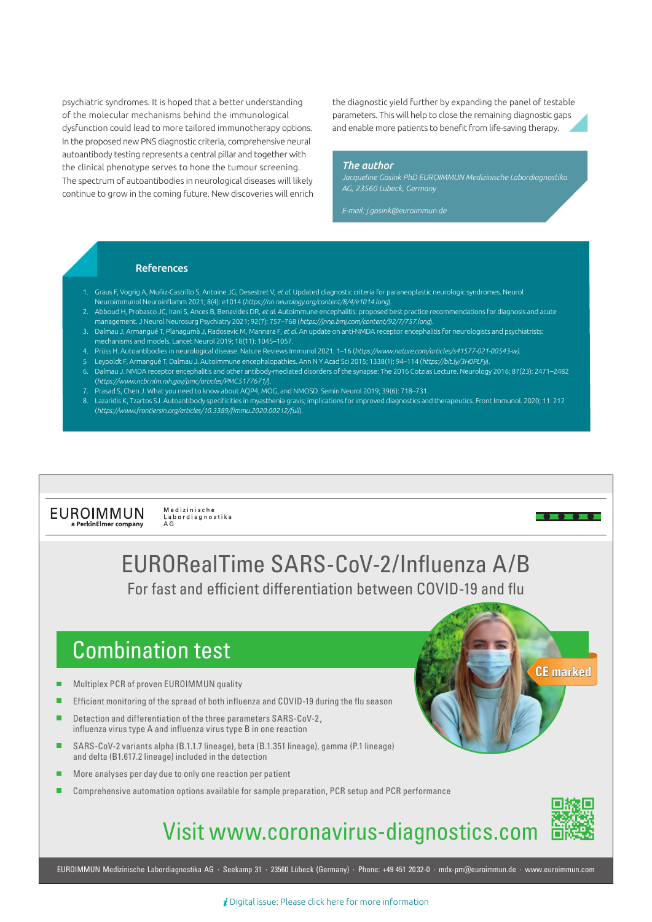psychiatric syndromes. It is hoped that a better understanding of the molecular mechanisms behind the immunological dysfunction could lead to more tailored immunotherapy options. In the proposed new PNS diagnostic criteria, comprehensive neural autoantibody testing represents a central pillar and together with the clinical phenotype serves to hone the tumour screening. The spectrum of autoantibodies in neurological diseases will likely continue to grow in the coming future. New discoveries will enrich the diagnostic yield further by expanding the panel of testable parameters. This will help to close the remaining diagnostic gaps and enable more patients to benefit from life-saving therapy.

**The author**

*Jacqueline Gosink PhD EUROIMMUN Medizinische Labordiagnostika AG, 23560 Lubeck, Germany*

*E-mail: j.gosink@euroimmun.de*

## References

1. Graus F, Vogrig A, Muñiz-Castrillo S, Antoine JG, Desestret V, *et al.* Updated diagnostic criteria for paraneoplastic neurologic syndromes. Neurol Neuroimmunol Neuroinflamm 2021; 8(4): e1014 (*https://nn.neurology.org/content/8/4/e1014.long*).
2. Abboud H, Probasco JC, Irani S, Ances B, Benavides DR, *et al.* Autoimmune encephalitis: proposed best practice recommendations for diagnosis and acute management. J Neurol Neurosurg Psychiatry 2021; 92(7): 757–768 (*https://jnnp.bmj.com/content/92/7/757.long*).
3. Dalmau J, Armangué T, Planagumà J, Radosevic M, Mannara F, *et al.* An update on anti-NMDA receptor encephalitis for neurologists and psychiatrists: mechanisms and models. Lancet Neurol 2019; 18(11): 1045–1057.
4. Prüss H. Autoantibodies in neurological disease. Nature Reviews Immunol 2021; 1–16 (*https://www.nature.com/articles/s41577-021-00543-w*).
5. Leypoldt F, Armangué T, Dalmau J. Autoimmune encephalopathies. Ann N Y Acad Sci 2015; 1338(1): 94–114 (*https://bit.ly/3H0PLFy*).
6. Dalmau J. NMDA receptor encephalitis and other antibody-mediated disorders of the synapse: The 2016 Cotzias Lecture. Neurology 2016; 87(23): 2471–2482 (*https://www.ncbi.nlm.nih.gov/pmc/articles/PMC5177671/*).
7. Prasad S, Chen J. What you need to know about AQP4, MOG, and NMOSD. Semin Neurol 2019; 39(6): 718–731.
8. Lazaridis K, Tzartos SJ. Autoantibody specificities in myasthenia gravis; implications for improved diagnostics and therapeutics. Front Immunol. 2020; 11: 212 (*https://www.frontiersin.org/articles/10.3389/fimmu.2020.00212/full*).

---

EUROIMMUN a PerkinElmer company Medizinische Labordiagnostika AG

# EURORealTime SARS-CoV-2/Influenza A/B

For fast and efficient differentiation between COVID-19 and flu

## Combination test

CE marked

- Multiplex PCR of proven EUROIMMUN quality
- Efficient monitoring of the spread of both influenza and COVID-19 during the flu season
- Detection and differentiation of the three parameters SARS-CoV-2, influenza virus type A and influenza virus type B in one reaction
- SARS-CoV-2 variants alpha (B.1.1.7 lineage), beta (B.1.351 lineage), gamma (P.1 lineage) and delta (B1.617.2 lineage) included in the detection
- More analyses per day due to only one reaction per patient
- Comprehensive automation options available for sample preparation, PCR setup and PCR performance

Visit www.coronavirus-diagnostics.com

EUROIMMUN Medizinische Labordiagnostika AG · Seekamp 31 · 23560 Lübeck (Germany) · Phone: +49 451 2032-0 · mdx-pm@euroimmun.de · www.euroimmun.com

*i* Digital issue: Please click here for more information